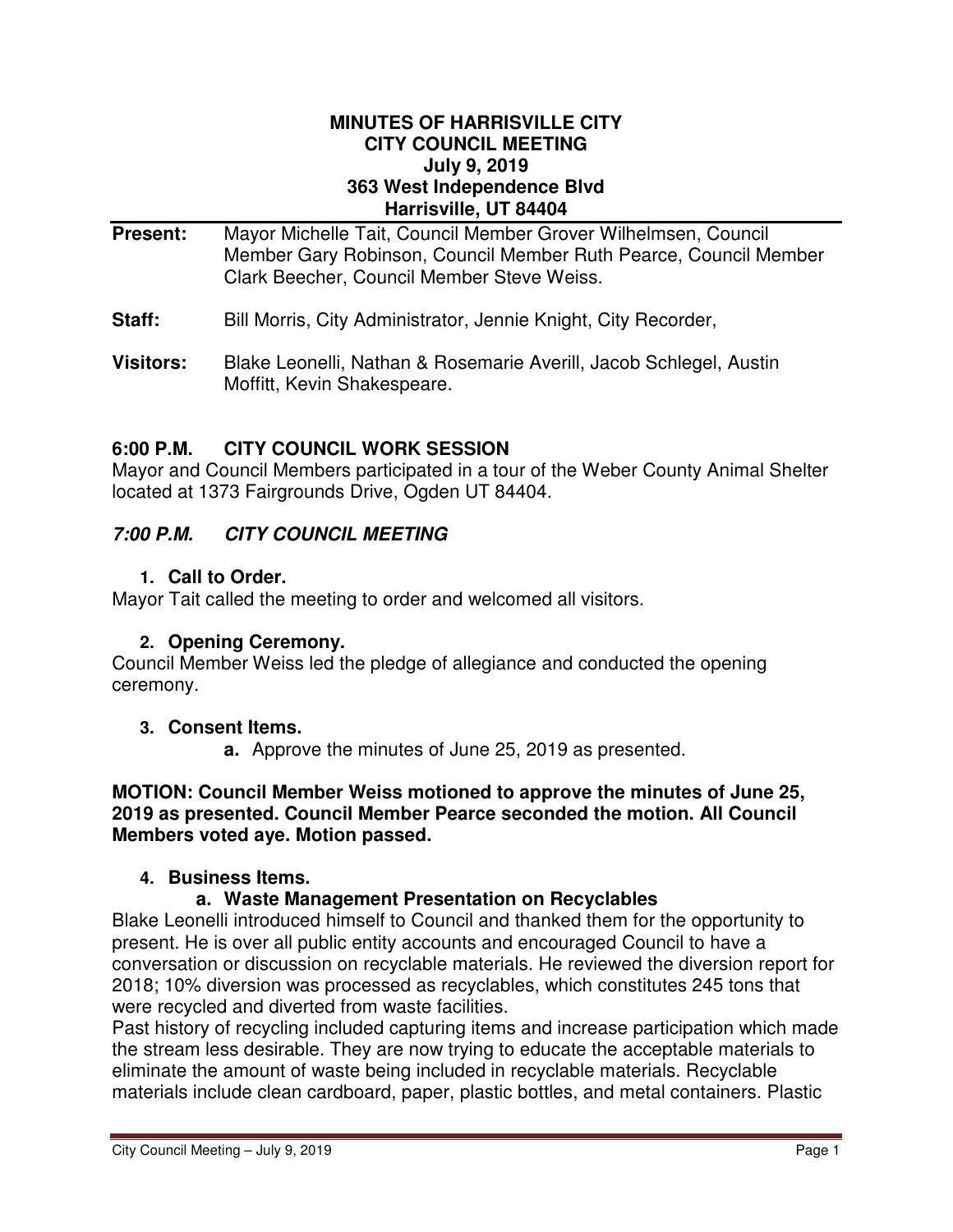# MINUTES OF HARRISVILLE CITY
# CITY COUNCIL MEETING
# July 9, 2019
# 363 West Independence Blvd
# Harrisville, UT 84404

**Present:** Mayor Michelle Tait, Council Member Grover Wilhelmsen, Council Member Gary Robinson, Council Member Ruth Pearce, Council Member Clark Beecher, Council Member Steve Weiss.

**Staff:** Bill Morris, City Administrator, Jennie Knight, City Recorder,

**Visitors:** Blake Leonelli, Nathan & Rosemarie Averill, Jacob Schlegel, Austin Moffitt, Kevin Shakespeare.

## 6:00 P.M. CITY COUNCIL WORK SESSION

Mayor and Council Members participated in a tour of the Weber County Animal Shelter located at 1373 Fairgrounds Drive, Ogden UT 84404.

## *7:00 P.M. CITY COUNCIL MEETING*

### 1. Call to Order.

Mayor Tait called the meeting to order and welcomed all visitors.

### 2. Opening Ceremony.

Council Member Weiss led the pledge of allegiance and conducted the opening ceremony.

### 3. Consent Items.

**a.** Approve the minutes of June 25, 2019 as presented.

**MOTION: Council Member Weiss motioned to approve the minutes of June 25, 2019 as presented. Council Member Pearce seconded the motion. All Council Members voted aye. Motion passed.**

### 4. Business Items.

#### a. Waste Management Presentation on Recyclables

Blake Leonelli introduced himself to Council and thanked them for the opportunity to present. He is over all public entity accounts and encouraged Council to have a conversation or discussion on recyclable materials. He reviewed the diversion report for 2018; 10% diversion was processed as recyclables, which constitutes 245 tons that were recycled and diverted from waste facilities.

Past history of recycling included capturing items and increase participation which made the stream less desirable. They are now trying to educate the acceptable materials to eliminate the amount of waste being included in recyclable materials. Recyclable materials include clean cardboard, paper, plastic bottles, and metal containers. Plastic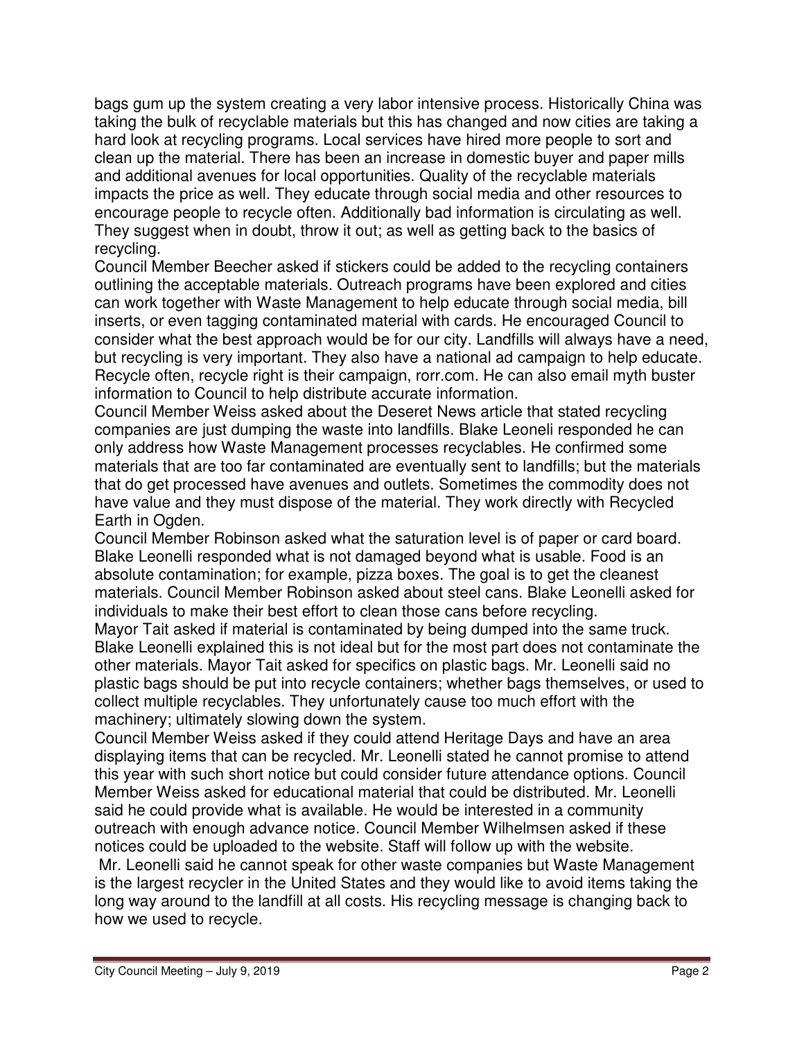bags gum up the system creating a very labor intensive process. Historically China was taking the bulk of recyclable materials but this has changed and now cities are taking a hard look at recycling programs. Local services have hired more people to sort and clean up the material. There has been an increase in domestic buyer and paper mills and additional avenues for local opportunities. Quality of the recyclable materials impacts the price as well. They educate through social media and other resources to encourage people to recycle often. Additionally bad information is circulating as well. They suggest when in doubt, throw it out; as well as getting back to the basics of recycling.

Council Member Beecher asked if stickers could be added to the recycling containers outlining the acceptable materials. Outreach programs have been explored and cities can work together with Waste Management to help educate through social media, bill inserts, or even tagging contaminated material with cards. He encouraged Council to consider what the best approach would be for our city. Landfills will always have a need, but recycling is very important. They also have a national ad campaign to help educate. Recycle often, recycle right is their campaign, rorr.com. He can also email myth buster information to Council to help distribute accurate information.

Council Member Weiss asked about the Deseret News article that stated recycling companies are just dumping the waste into landfills. Blake Leoneli responded he can only address how Waste Management processes recyclables. He confirmed some materials that are too far contaminated are eventually sent to landfills; but the materials that do get processed have avenues and outlets. Sometimes the commodity does not have value and they must dispose of the material. They work directly with Recycled Earth in Ogden.

Council Member Robinson asked what the saturation level is of paper or card board. Blake Leonelli responded what is not damaged beyond what is usable. Food is an absolute contamination; for example, pizza boxes. The goal is to get the cleanest materials. Council Member Robinson asked about steel cans. Blake Leonelli asked for individuals to make their best effort to clean those cans before recycling.

Mayor Tait asked if material is contaminated by being dumped into the same truck. Blake Leonelli explained this is not ideal but for the most part does not contaminate the other materials. Mayor Tait asked for specifics on plastic bags. Mr. Leonelli said no plastic bags should be put into recycle containers; whether bags themselves, or used to collect multiple recyclables. They unfortunately cause too much effort with the machinery; ultimately slowing down the system.

Council Member Weiss asked if they could attend Heritage Days and have an area displaying items that can be recycled. Mr. Leonelli stated he cannot promise to attend this year with such short notice but could consider future attendance options. Council Member Weiss asked for educational material that could be distributed. Mr. Leonelli said he could provide what is available. He would be interested in a community outreach with enough advance notice. Council Member Wilhelmsen asked if these notices could be uploaded to the website. Staff will follow up with the website.

Mr. Leonelli said he cannot speak for other waste companies but Waste Management is the largest recycler in the United States and they would like to avoid items taking the long way around to the landfill at all costs. His recycling message is changing back to how we used to recycle.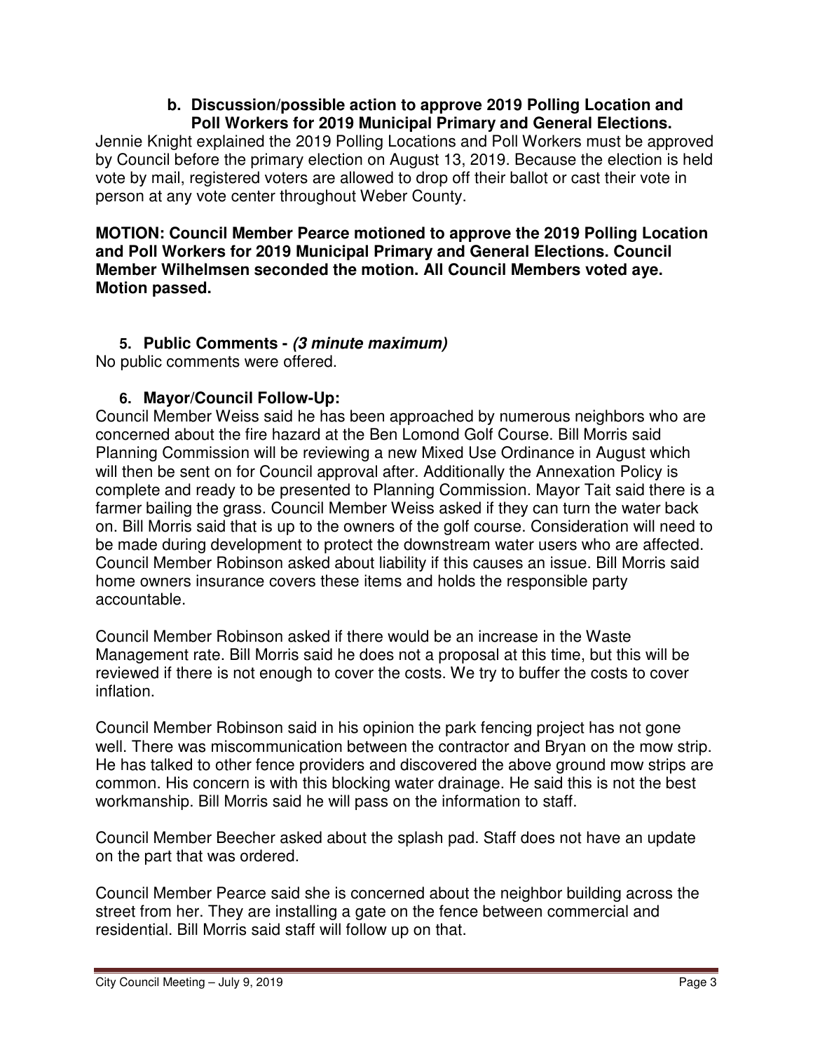**b. Discussion/possible action to approve 2019 Polling Location and Poll Workers for 2019 Municipal Primary and General Elections.**

Jennie Knight explained the 2019 Polling Locations and Poll Workers must be approved by Council before the primary election on August 13, 2019. Because the election is held vote by mail, registered voters are allowed to drop off their ballot or cast their vote in person at any vote center throughout Weber County.

**MOTION: Council Member Pearce motioned to approve the 2019 Polling Location and Poll Workers for 2019 Municipal Primary and General Elections. Council Member Wilhelmsen seconded the motion. All Council Members voted aye. Motion passed.**

### 5. Public Comments - *(3 minute maximum)*

No public comments were offered.

### 6. Mayor/Council Follow-Up:

Council Member Weiss said he has been approached by numerous neighbors who are concerned about the fire hazard at the Ben Lomond Golf Course. Bill Morris said Planning Commission will be reviewing a new Mixed Use Ordinance in August which will then be sent on for Council approval after. Additionally the Annexation Policy is complete and ready to be presented to Planning Commission. Mayor Tait said there is a farmer bailing the grass. Council Member Weiss asked if they can turn the water back on. Bill Morris said that is up to the owners of the golf course. Consideration will need to be made during development to protect the downstream water users who are affected. Council Member Robinson asked about liability if this causes an issue. Bill Morris said home owners insurance covers these items and holds the responsible party accountable.

Council Member Robinson asked if there would be an increase in the Waste Management rate. Bill Morris said he does not a proposal at this time, but this will be reviewed if there is not enough to cover the costs. We try to buffer the costs to cover inflation.

Council Member Robinson said in his opinion the park fencing project has not gone well. There was miscommunication between the contractor and Bryan on the mow strip. He has talked to other fence providers and discovered the above ground mow strips are common. His concern is with this blocking water drainage. He said this is not the best workmanship. Bill Morris said he will pass on the information to staff.

Council Member Beecher asked about the splash pad. Staff does not have an update on the part that was ordered.

Council Member Pearce said she is concerned about the neighbor building across the street from her. They are installing a gate on the fence between commercial and residential. Bill Morris said staff will follow up on that.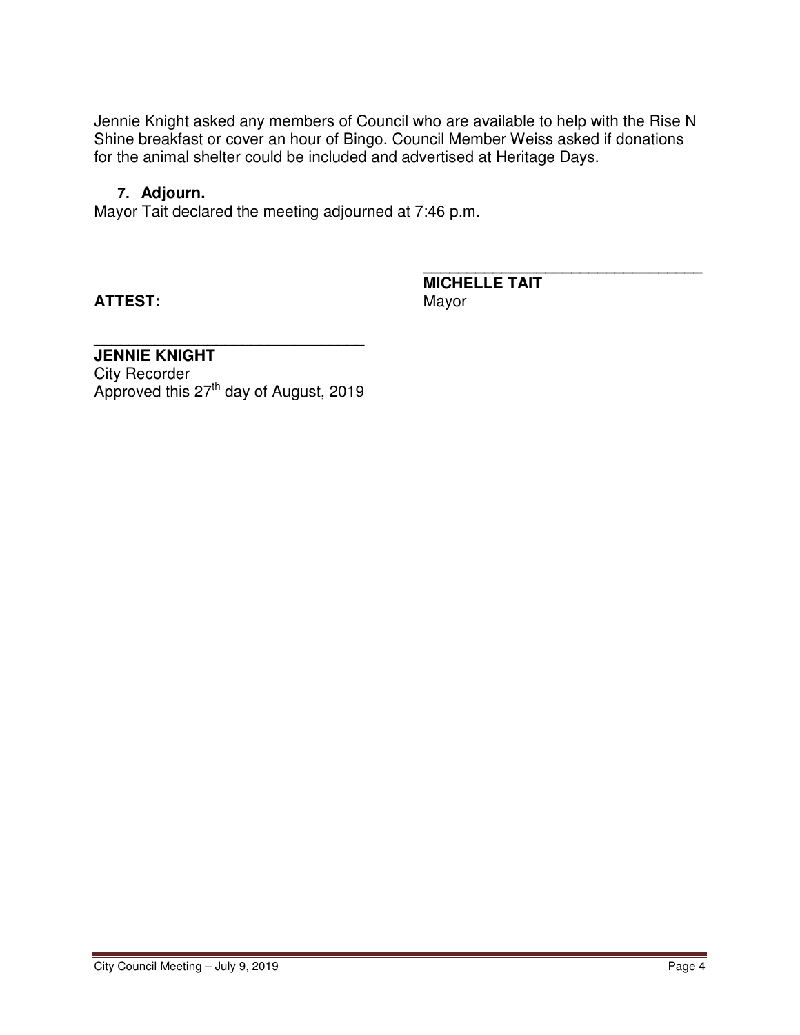Jennie Knight asked any members of Council who are available to help with the Rise N Shine breakfast or cover an hour of Bingo. Council Member Weiss asked if donations for the animal shelter could be included and advertised at Heritage Days.

**7. Adjourn.**

Mayor Tait declared the meeting adjourned at 7:46 p.m.

_________________________________
**MICHELLE TAIT**
Mayor

**ATTEST:**

_________________________________
**JENNIE KNIGHT**
City Recorder
Approved this 27th day of August, 2019